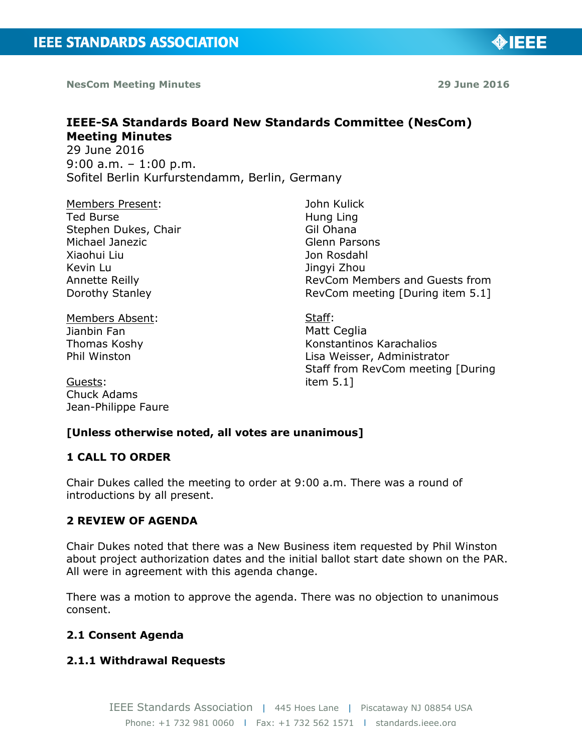# IEEE-SA Standards Board New Standards Committee (NesCom) Meeting Minutes

29 June 2016
9:00 a.m. – 1:00 p.m.
Sofitel Berlin Kurfurstendamm, Berlin, Germany

Members Present:
Ted Burse
Stephen Dukes, Chair
Michael Janezic
Xiaohui Liu
Kevin Lu
Annette Reilly
Dorothy Stanley
John Kulick
Hung Ling
Gil Ohana
Glenn Parsons
Jon Rosdahl
Jingyi Zhou
RevCom Members and Guests from RevCom meeting [During item 5.1]

Members Absent:
Jianbin Fan
Thomas Koshy
Phil Winston

Guests:
Chuck Adams
Jean-Philippe Faure

Staff:
Matt Ceglia
Konstantinos Karachalios
Lisa Weisser, Administrator
Staff from RevCom meeting [During item 5.1]

**[Unless otherwise noted, all votes are unanimous]**

## 1 CALL TO ORDER

Chair Dukes called the meeting to order at 9:00 a.m. There was a round of introductions by all present.

## 2 REVIEW OF AGENDA

Chair Dukes noted that there was a New Business item requested by Phil Winston about project authorization dates and the initial ballot start date shown on the PAR. All were in agreement with this agenda change.

There was a motion to approve the agenda. There was no objection to unanimous consent.

### 2.1 Consent Agenda

#### 2.1.1 Withdrawal Requests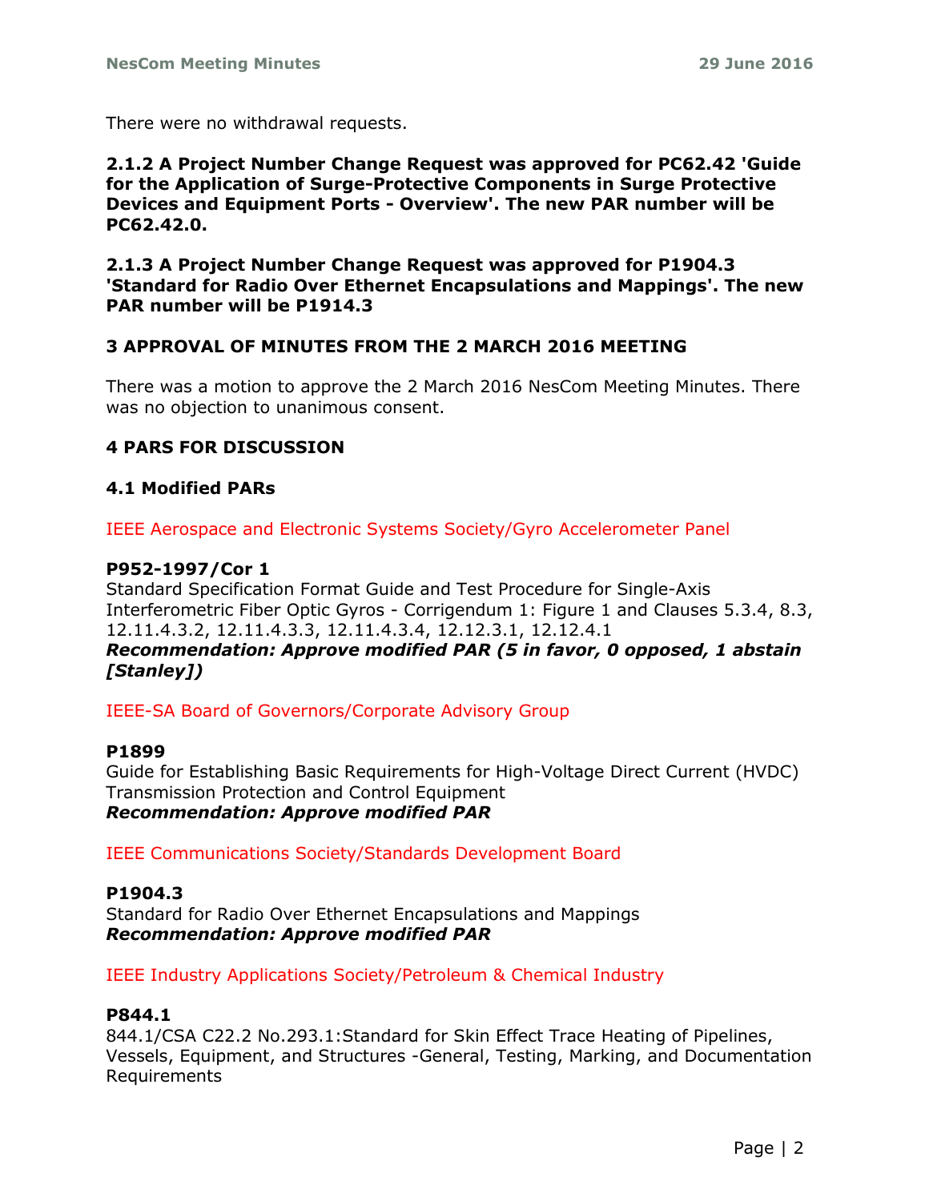There were no withdrawal requests.

**2.1.2 A Project Number Change Request was approved for PC62.42 'Guide for the Application of Surge-Protective Components in Surge Protective Devices and Equipment Ports - Overview'. The new PAR number will be PC62.42.0.**

**2.1.3 A Project Number Change Request was approved for P1904.3 'Standard for Radio Over Ethernet Encapsulations and Mappings'. The new PAR number will be P1914.3**

## 3 APPROVAL OF MINUTES FROM THE 2 MARCH 2016 MEETING

There was a motion to approve the 2 March 2016 NesCom Meeting Minutes. There was no objection to unanimous consent.

## 4 PARS FOR DISCUSSION

### 4.1 Modified PARs

IEEE Aerospace and Electronic Systems Society/Gyro Accelerometer Panel

**P952-1997/Cor 1**
Standard Specification Format Guide and Test Procedure for Single-Axis Interferometric Fiber Optic Gyros - Corrigendum 1: Figure 1 and Clauses 5.3.4, 8.3, 12.11.4.3.2, 12.11.4.3.3, 12.11.4.3.4, 12.12.3.1, 12.12.4.1
***Recommendation: Approve modified PAR (5 in favor, 0 opposed, 1 abstain [Stanley])***

IEEE-SA Board of Governors/Corporate Advisory Group

**P1899**
Guide for Establishing Basic Requirements for High-Voltage Direct Current (HVDC) Transmission Protection and Control Equipment
***Recommendation: Approve modified PAR***

IEEE Communications Society/Standards Development Board

**P1904.3**
Standard for Radio Over Ethernet Encapsulations and Mappings
***Recommendation: Approve modified PAR***

IEEE Industry Applications Society/Petroleum & Chemical Industry

**P844.1**
844.1/CSA C22.2 No.293.1:Standard for Skin Effect Trace Heating of Pipelines, Vessels, Equipment, and Structures -General, Testing, Marking, and Documentation Requirements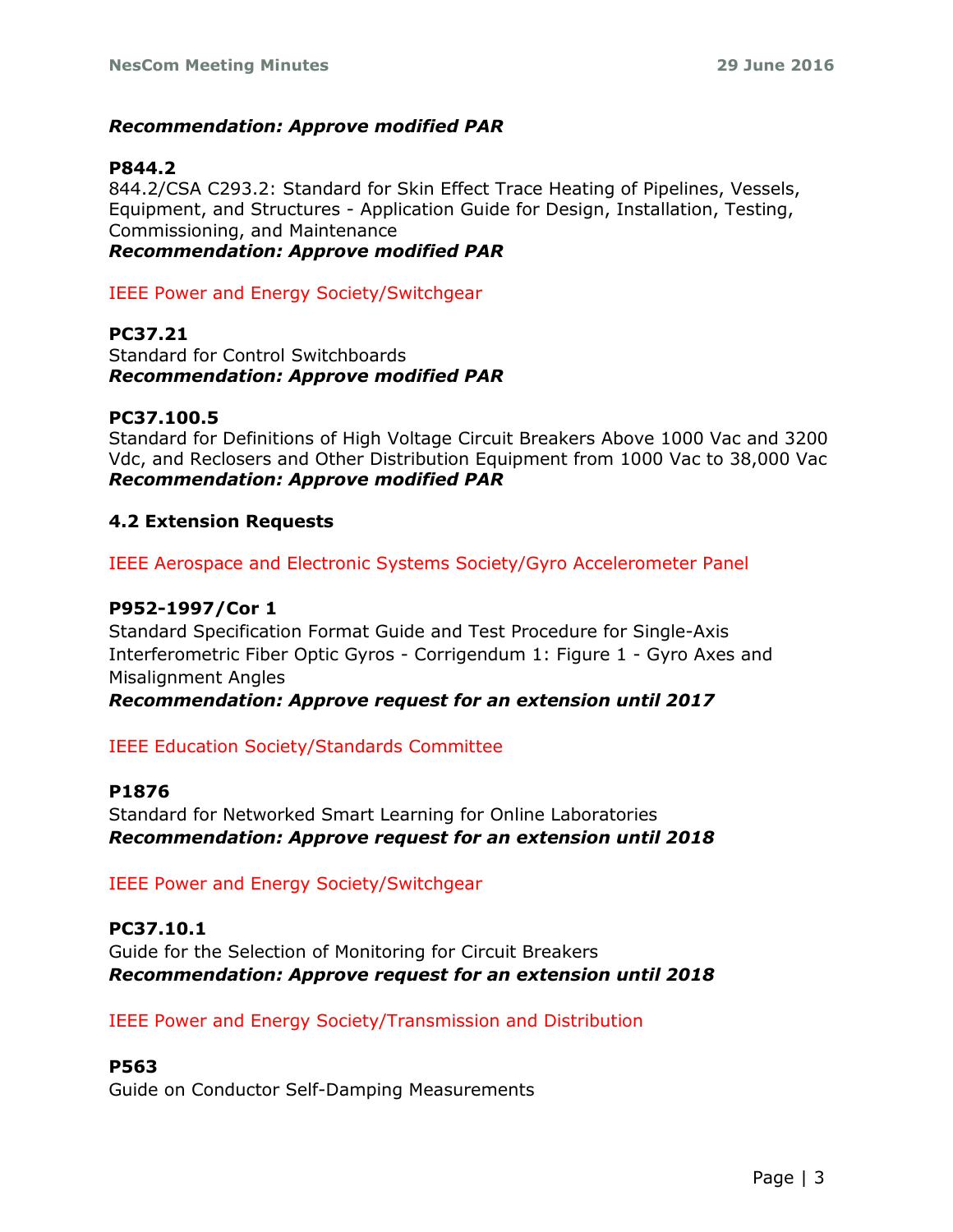***Recommendation: Approve modified PAR***

**P844.2**
844.2/CSA C293.2: Standard for Skin Effect Trace Heating of Pipelines, Vessels, Equipment, and Structures - Application Guide for Design, Installation, Testing, Commissioning, and Maintenance
***Recommendation: Approve modified PAR***

IEEE Power and Energy Society/Switchgear

**PC37.21**
Standard for Control Switchboards
***Recommendation: Approve modified PAR***

**PC37.100.5**
Standard for Definitions of High Voltage Circuit Breakers Above 1000 Vac and 3200 Vdc, and Reclosers and Other Distribution Equipment from 1000 Vac to 38,000 Vac
***Recommendation: Approve modified PAR***

### 4.2 Extension Requests

IEEE Aerospace and Electronic Systems Society/Gyro Accelerometer Panel

**P952-1997/Cor 1**
Standard Specification Format Guide and Test Procedure for Single-Axis Interferometric Fiber Optic Gyros - Corrigendum 1: Figure 1 - Gyro Axes and Misalignment Angles
***Recommendation: Approve request for an extension until 2017***

IEEE Education Society/Standards Committee

**P1876**
Standard for Networked Smart Learning for Online Laboratories
***Recommendation: Approve request for an extension until 2018***

IEEE Power and Energy Society/Switchgear

**PC37.10.1**
Guide for the Selection of Monitoring for Circuit Breakers
***Recommendation: Approve request for an extension until 2018***

IEEE Power and Energy Society/Transmission and Distribution

**P563**
Guide on Conductor Self-Damping Measurements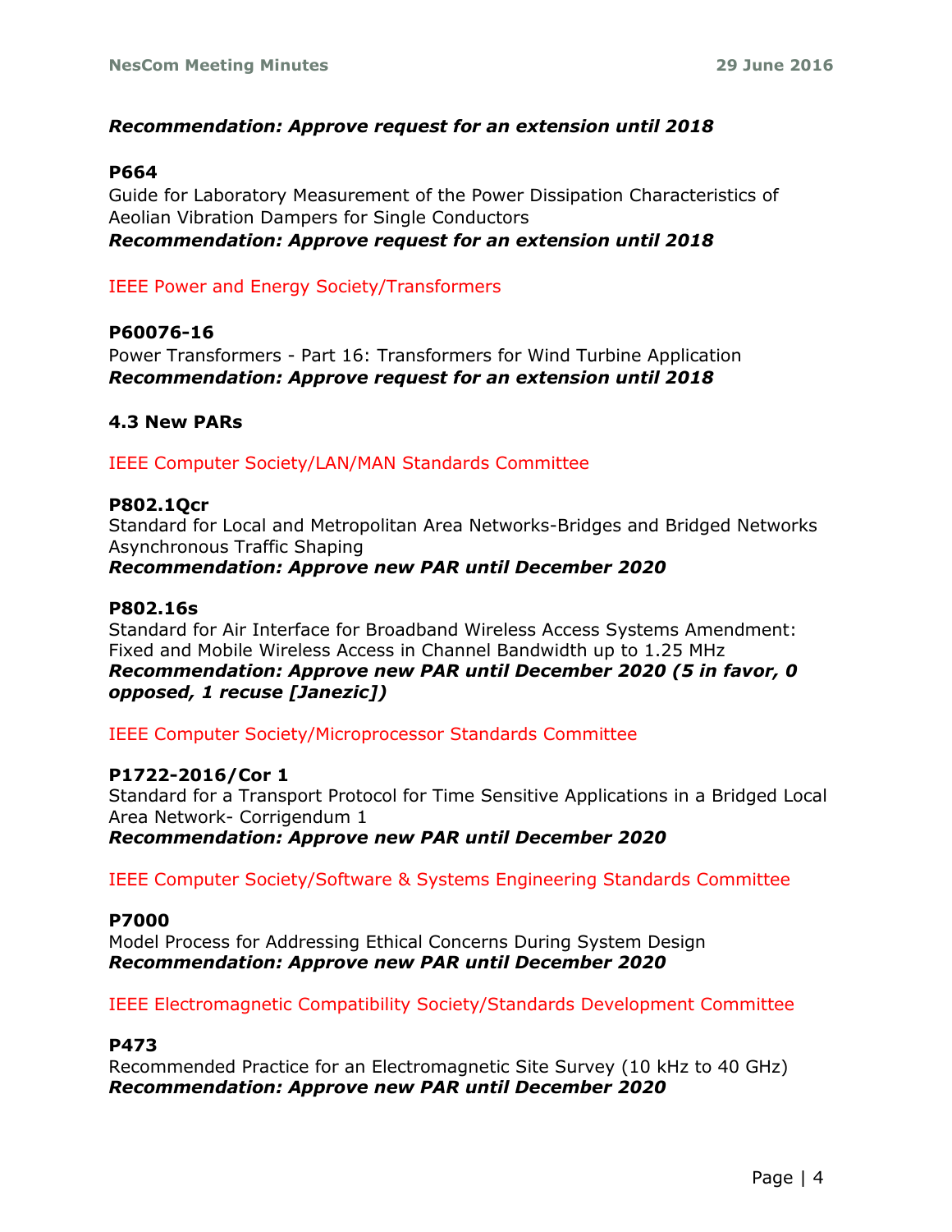***Recommendation: Approve request for an extension until 2018***

**P664**

Guide for Laboratory Measurement of the Power Dissipation Characteristics of Aeolian Vibration Dampers for Single Conductors

***Recommendation: Approve request for an extension until 2018***

IEEE Power and Energy Society/Transformers

**P60076-16**

Power Transformers - Part 16: Transformers for Wind Turbine Application

***Recommendation: Approve request for an extension until 2018***

### 4.3 New PARs

IEEE Computer Society/LAN/MAN Standards Committee

**P802.1Qcr**

Standard for Local and Metropolitan Area Networks-Bridges and Bridged Networks Asynchronous Traffic Shaping

***Recommendation: Approve new PAR until December 2020***

**P802.16s**

Standard for Air Interface for Broadband Wireless Access Systems Amendment: Fixed and Mobile Wireless Access in Channel Bandwidth up to 1.25 MHz

***Recommendation: Approve new PAR until December 2020 (5 in favor, 0 opposed, 1 recuse [Janezic])***

IEEE Computer Society/Microprocessor Standards Committee

**P1722-2016/Cor 1**

Standard for a Transport Protocol for Time Sensitive Applications in a Bridged Local Area Network- Corrigendum 1

***Recommendation: Approve new PAR until December 2020***

IEEE Computer Society/Software & Systems Engineering Standards Committee

**P7000**

Model Process for Addressing Ethical Concerns During System Design

***Recommendation: Approve new PAR until December 2020***

IEEE Electromagnetic Compatibility Society/Standards Development Committee

**P473**

Recommended Practice for an Electromagnetic Site Survey (10 kHz to 40 GHz)

***Recommendation: Approve new PAR until December 2020***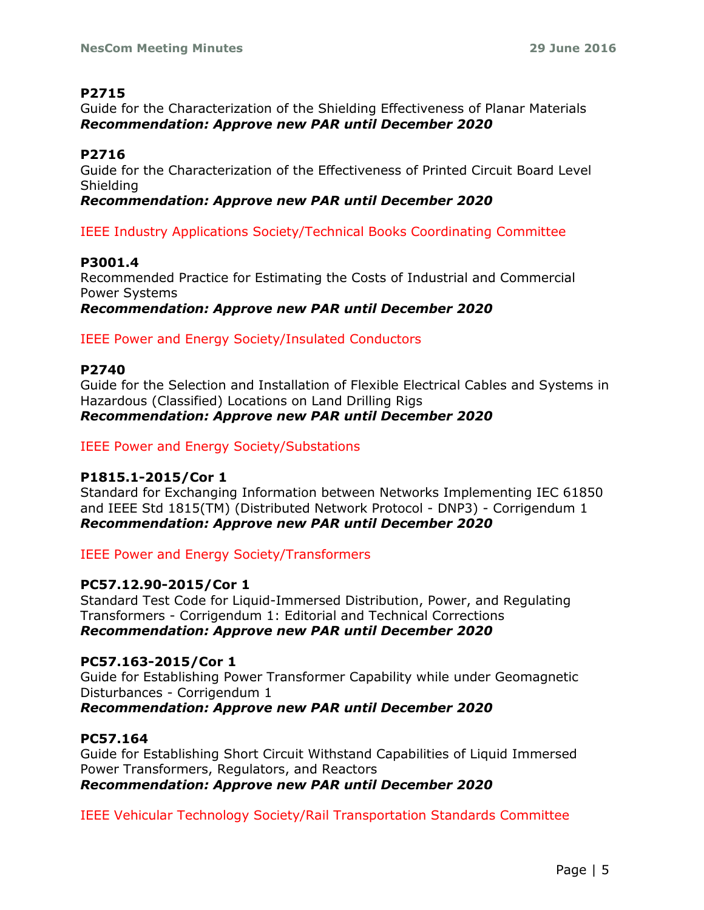**P2715**
Guide for the Characterization of the Shielding Effectiveness of Planar Materials
***Recommendation: Approve new PAR until December 2020***

**P2716**
Guide for the Characterization of the Effectiveness of Printed Circuit Board Level Shielding
***Recommendation: Approve new PAR until December 2020***

IEEE Industry Applications Society/Technical Books Coordinating Committee

**P3001.4**
Recommended Practice for Estimating the Costs of Industrial and Commercial Power Systems
***Recommendation: Approve new PAR until December 2020***

IEEE Power and Energy Society/Insulated Conductors

**P2740**
Guide for the Selection and Installation of Flexible Electrical Cables and Systems in Hazardous (Classified) Locations on Land Drilling Rigs
***Recommendation: Approve new PAR until December 2020***

IEEE Power and Energy Society/Substations

**P1815.1-2015/Cor 1**
Standard for Exchanging Information between Networks Implementing IEC 61850 and IEEE Std 1815(TM) (Distributed Network Protocol - DNP3) - Corrigendum 1
***Recommendation: Approve new PAR until December 2020***

IEEE Power and Energy Society/Transformers

**PC57.12.90-2015/Cor 1**
Standard Test Code for Liquid-Immersed Distribution, Power, and Regulating Transformers - Corrigendum 1: Editorial and Technical Corrections
***Recommendation: Approve new PAR until December 2020***

**PC57.163-2015/Cor 1**
Guide for Establishing Power Transformer Capability while under Geomagnetic Disturbances - Corrigendum 1
***Recommendation: Approve new PAR until December 2020***

**PC57.164**
Guide for Establishing Short Circuit Withstand Capabilities of Liquid Immersed Power Transformers, Regulators, and Reactors
***Recommendation: Approve new PAR until December 2020***

IEEE Vehicular Technology Society/Rail Transportation Standards Committee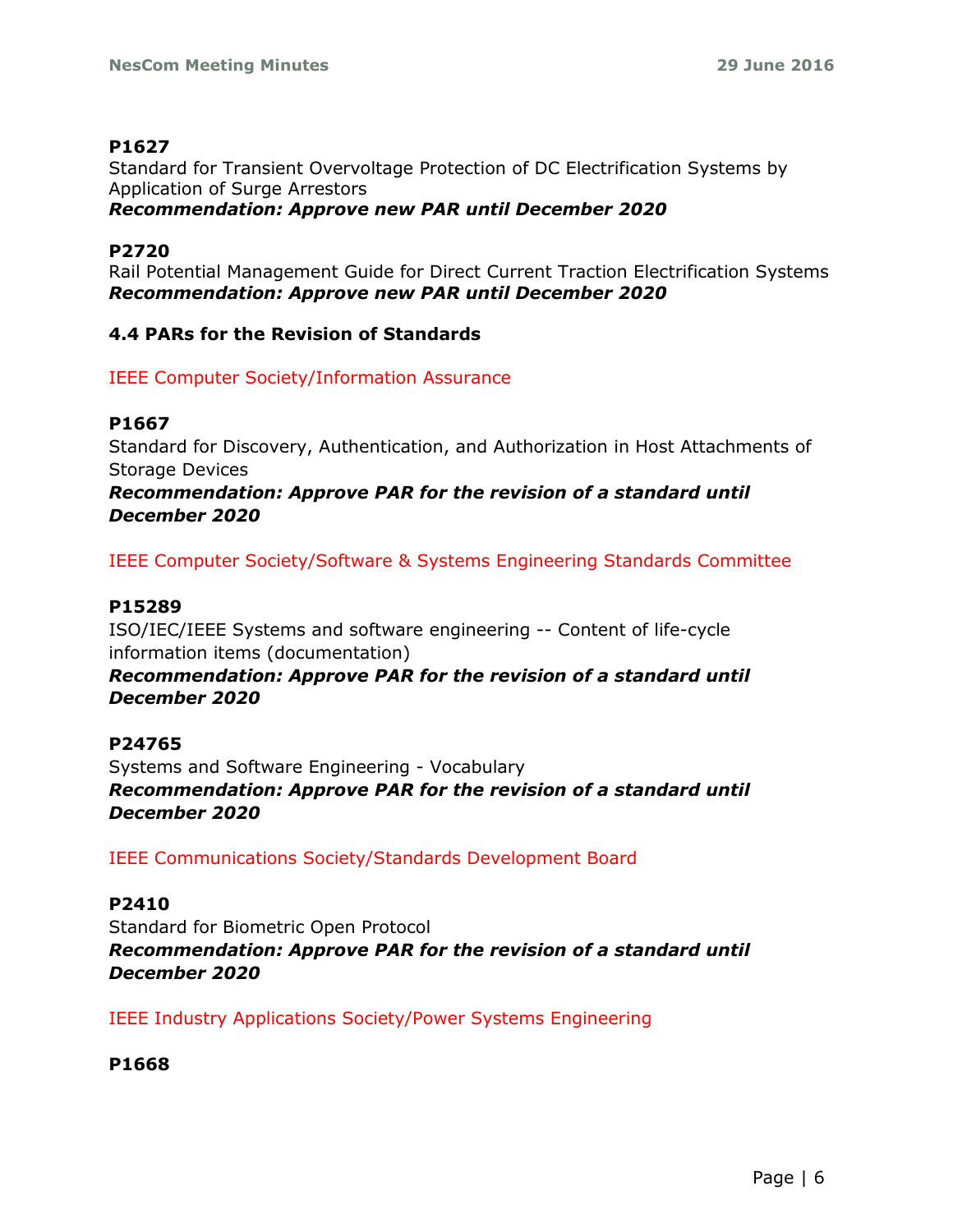**P1627**

Standard for Transient Overvoltage Protection of DC Electrification Systems by Application of Surge Arrestors

***Recommendation: Approve new PAR until December 2020***

**P2720**

Rail Potential Management Guide for Direct Current Traction Electrification Systems

***Recommendation: Approve new PAR until December 2020***

### 4.4 PARs for the Revision of Standards

IEEE Computer Society/Information Assurance

**P1667**

Standard for Discovery, Authentication, and Authorization in Host Attachments of Storage Devices

***Recommendation: Approve PAR for the revision of a standard until December 2020***

IEEE Computer Society/Software & Systems Engineering Standards Committee

**P15289**

ISO/IEC/IEEE Systems and software engineering -- Content of life-cycle information items (documentation)

***Recommendation: Approve PAR for the revision of a standard until December 2020***

**P24765**

Systems and Software Engineering - Vocabulary

***Recommendation: Approve PAR for the revision of a standard until December 2020***

IEEE Communications Society/Standards Development Board

**P2410**

Standard for Biometric Open Protocol

***Recommendation: Approve PAR for the revision of a standard until December 2020***

IEEE Industry Applications Society/Power Systems Engineering

**P1668**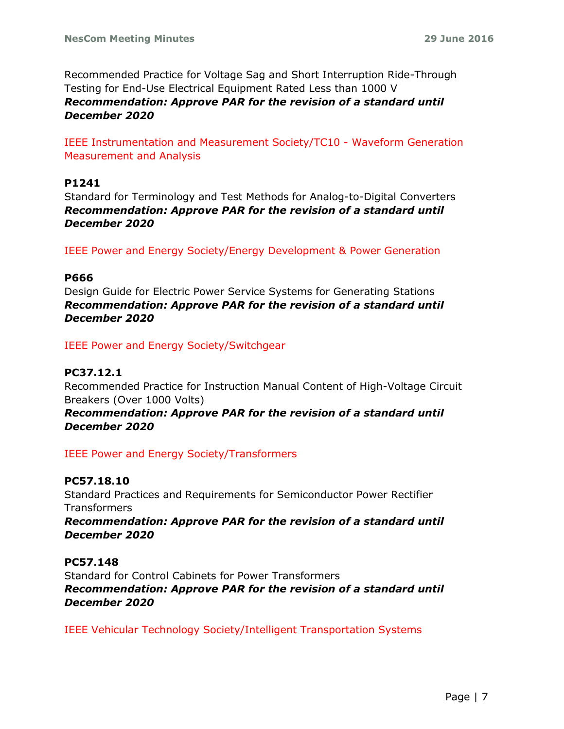Recommended Practice for Voltage Sag and Short Interruption Ride-Through Testing for End-Use Electrical Equipment Rated Less than 1000 V
***Recommendation: Approve PAR for the revision of a standard until December 2020***

IEEE Instrumentation and Measurement Society/TC10 - Waveform Generation Measurement and Analysis

**P1241**
Standard for Terminology and Test Methods for Analog-to-Digital Converters
***Recommendation: Approve PAR for the revision of a standard until December 2020***

IEEE Power and Energy Society/Energy Development & Power Generation

**P666**
Design Guide for Electric Power Service Systems for Generating Stations
***Recommendation: Approve PAR for the revision of a standard until December 2020***

IEEE Power and Energy Society/Switchgear

**PC37.12.1**
Recommended Practice for Instruction Manual Content of High-Voltage Circuit Breakers (Over 1000 Volts)
***Recommendation: Approve PAR for the revision of a standard until December 2020***

IEEE Power and Energy Society/Transformers

**PC57.18.10**
Standard Practices and Requirements for Semiconductor Power Rectifier Transformers
***Recommendation: Approve PAR for the revision of a standard until December 2020***

**PC57.148**
Standard for Control Cabinets for Power Transformers
***Recommendation: Approve PAR for the revision of a standard until December 2020***

IEEE Vehicular Technology Society/Intelligent Transportation Systems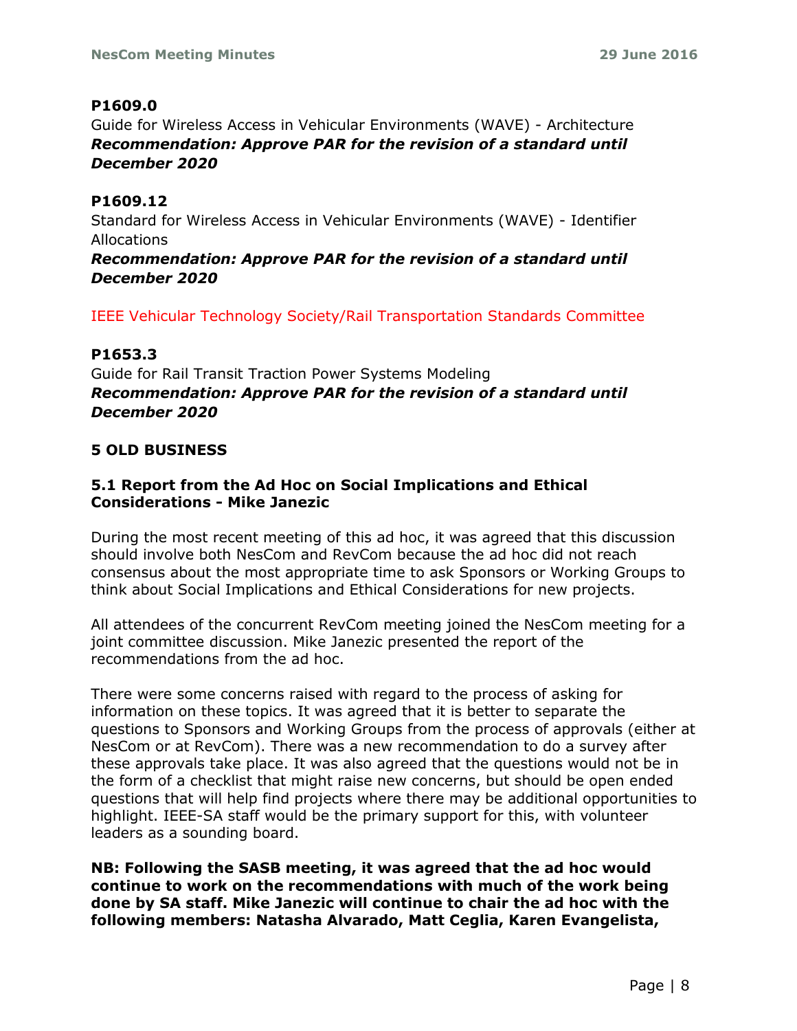**P1609.0**

Guide for Wireless Access in Vehicular Environments (WAVE) - Architecture

***Recommendation: Approve PAR for the revision of a standard until December 2020***

**P1609.12**

Standard for Wireless Access in Vehicular Environments (WAVE) - Identifier Allocations

***Recommendation: Approve PAR for the revision of a standard until December 2020***

IEEE Vehicular Technology Society/Rail Transportation Standards Committee

**P1653.3**

Guide for Rail Transit Traction Power Systems Modeling

***Recommendation: Approve PAR for the revision of a standard until December 2020***

## 5 OLD BUSINESS

### 5.1 Report from the Ad Hoc on Social Implications and Ethical Considerations - Mike Janezic

During the most recent meeting of this ad hoc, it was agreed that this discussion should involve both NesCom and RevCom because the ad hoc did not reach consensus about the most appropriate time to ask Sponsors or Working Groups to think about Social Implications and Ethical Considerations for new projects.

All attendees of the concurrent RevCom meeting joined the NesCom meeting for a joint committee discussion. Mike Janezic presented the report of the recommendations from the ad hoc.

There were some concerns raised with regard to the process of asking for information on these topics. It was agreed that it is better to separate the questions to Sponsors and Working Groups from the process of approvals (either at NesCom or at RevCom). There was a new recommendation to do a survey after these approvals take place. It was also agreed that the questions would not be in the form of a checklist that might raise new concerns, but should be open ended questions that will help find projects where there may be additional opportunities to highlight. IEEE-SA staff would be the primary support for this, with volunteer leaders as a sounding board.

**NB: Following the SASB meeting, it was agreed that the ad hoc would continue to work on the recommendations with much of the work being done by SA staff. Mike Janezic will continue to chair the ad hoc with the following members: Natasha Alvarado, Matt Ceglia, Karen Evangelista,**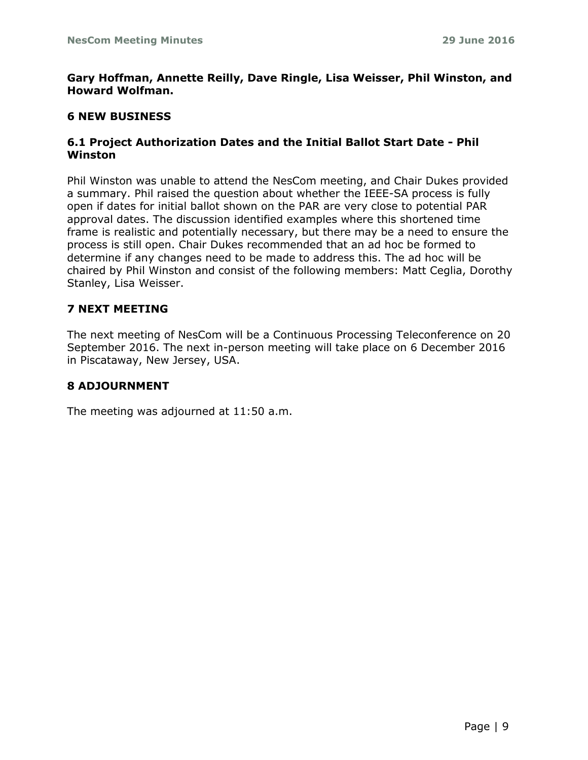**Gary Hoffman, Annette Reilly, Dave Ringle, Lisa Weisser, Phil Winston, and Howard Wolfman.**

## 6 NEW BUSINESS

### 6.1 Project Authorization Dates and the Initial Ballot Start Date - Phil Winston

Phil Winston was unable to attend the NesCom meeting, and Chair Dukes provided a summary. Phil raised the question about whether the IEEE-SA process is fully open if dates for initial ballot shown on the PAR are very close to potential PAR approval dates. The discussion identified examples where this shortened time frame is realistic and potentially necessary, but there may be a need to ensure the process is still open. Chair Dukes recommended that an ad hoc be formed to determine if any changes need to be made to address this. The ad hoc will be chaired by Phil Winston and consist of the following members: Matt Ceglia, Dorothy Stanley, Lisa Weisser.

## 7 NEXT MEETING

The next meeting of NesCom will be a Continuous Processing Teleconference on 20 September 2016. The next in-person meeting will take place on 6 December 2016 in Piscataway, New Jersey, USA.

## 8 ADJOURNMENT

The meeting was adjourned at 11:50 a.m.